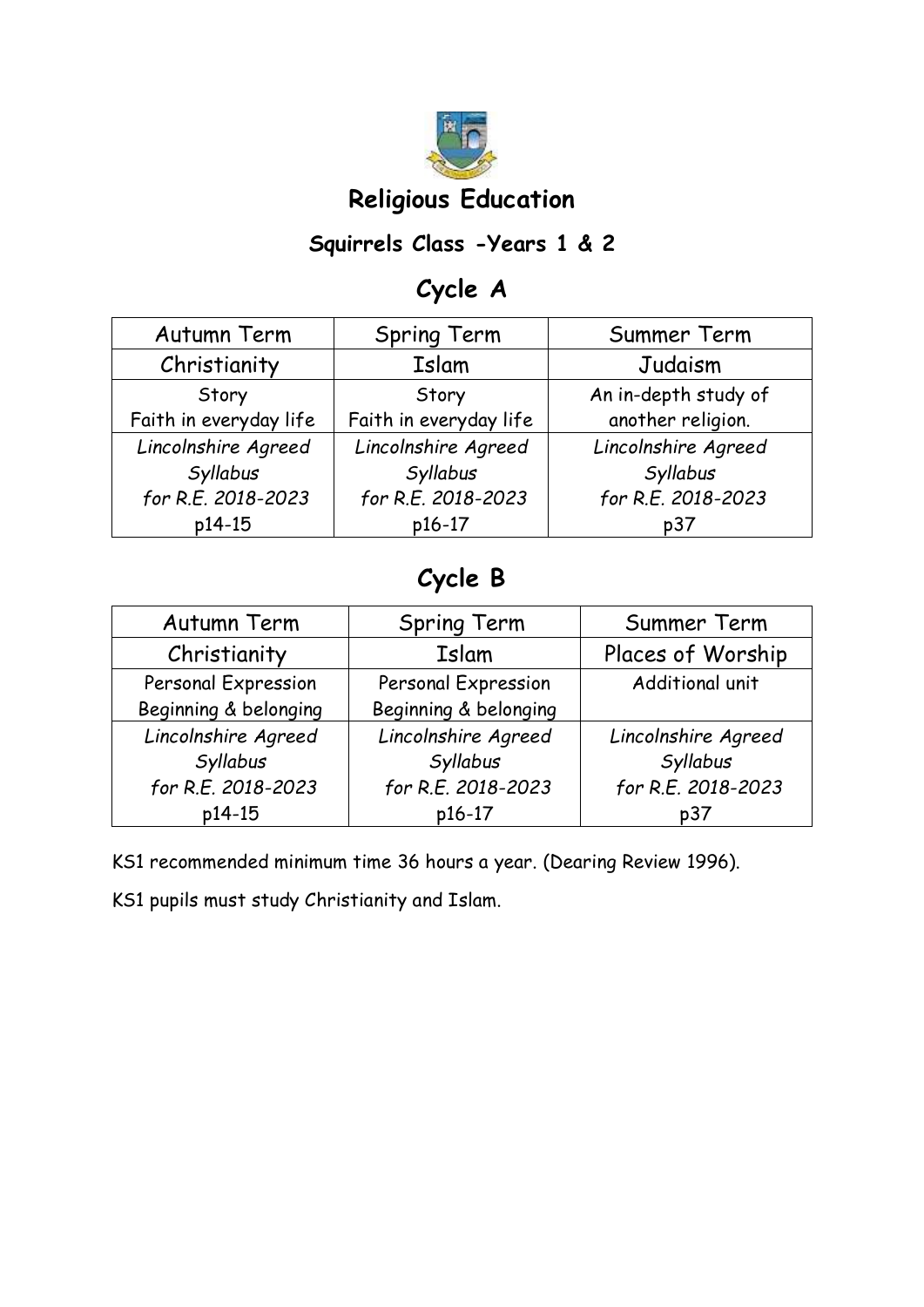# Religious Education

## Squirrels Class -Years 1 & 2

## Cycle A

| Autumn Term | Spring Term | Summer Term |
| --- | --- | --- |
| Christianity | Islam | Judaism |
| Story<br>Faith in everyday life | Story<br>Faith in everyday life | An in-depth study of another religion. |
| *Lincolnshire Agreed Syllabus for R.E. 2018-2023*<br>p14-15 | *Lincolnshire Agreed Syllabus for R.E. 2018-2023*<br>p16-17 | *Lincolnshire Agreed Syllabus for R.E. 2018-2023*<br>p37 |

## Cycle B

| Autumn Term | Spring Term | Summer Term |
| --- | --- | --- |
| Christianity | Islam | Places of Worship |
| Personal Expression<br>Beginning & belonging | Personal Expression<br>Beginning & belonging | Additional unit |
| *Lincolnshire Agreed Syllabus for R.E. 2018-2023*<br>p14-15 | *Lincolnshire Agreed Syllabus for R.E. 2018-2023*<br>p16-17 | *Lincolnshire Agreed Syllabus for R.E. 2018-2023*<br>p37 |

KS1 recommended minimum time 36 hours a year. (Dearing Review 1996).

KS1 pupils must study Christianity and Islam.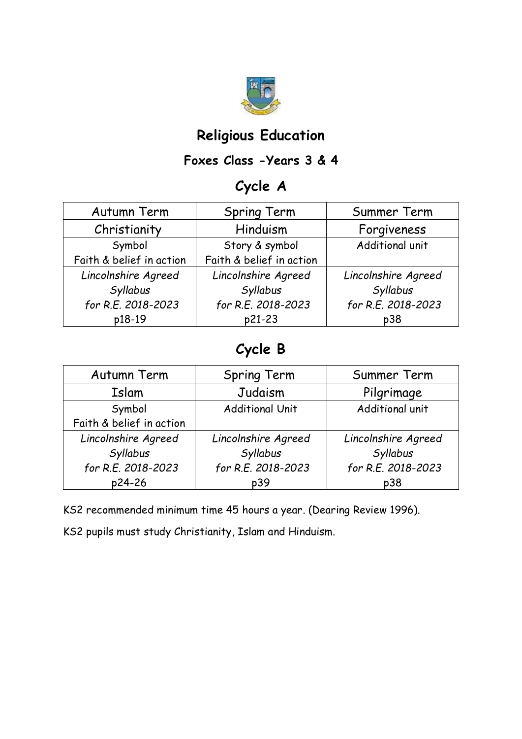# Religious Education

## Foxes Class -Years 3 & 4

## Cycle A

| Autumn Term | Spring Term | Summer Term |
| --- | --- | --- |
| Christianity | Hinduism | Forgiveness |
| Symbol<br>Faith & belief in action | Story & symbol<br>Faith & belief in action | Additional unit |
| *Lincolnshire Agreed Syllabus for R.E. 2018-2023*<br>p18-19 | *Lincolnshire Agreed Syllabus for R.E. 2018-2023*<br>p21-23 | *Lincolnshire Agreed Syllabus for R.E. 2018-2023*<br>p38 |

## Cycle B

| Autumn Term | Spring Term | Summer Term |
| --- | --- | --- |
| Islam | Judaism | Pilgrimage |
| Symbol<br>Faith & belief in action | Additional Unit | Additional unit |
| *Lincolnshire Agreed Syllabus for R.E. 2018-2023*<br>p24-26 | *Lincolnshire Agreed Syllabus for R.E. 2018-2023*<br>p39 | *Lincolnshire Agreed Syllabus for R.E. 2018-2023*<br>p38 |

KS2 recommended minimum time 45 hours a year. (Dearing Review 1996).

KS2 pupils must study Christianity, Islam and Hinduism.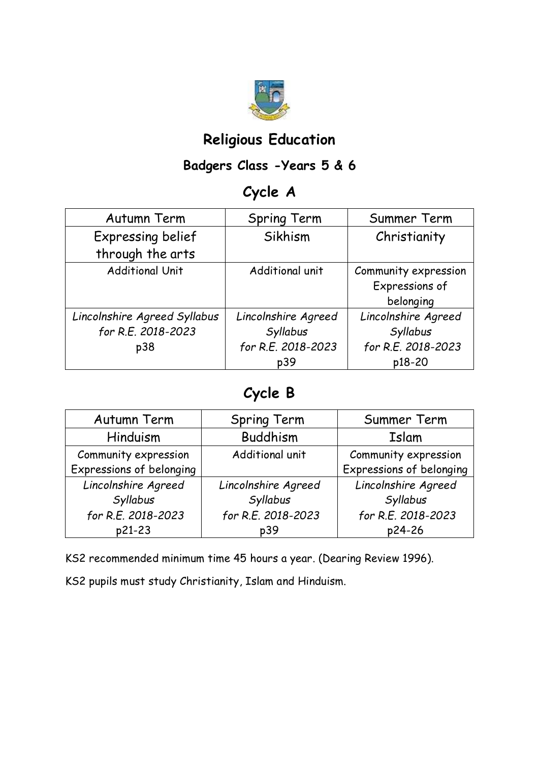# Religious Education

## Badgers Class -Years 5 & 6

## Cycle A

| Autumn Term | Spring Term | Summer Term |
|---|---|---|
| Expressing belief through the arts | Sikhism | Christianity |
| Additional Unit | Additional unit | Community expression Expressions of belonging |
| *Lincolnshire Agreed Syllabus for R.E. 2018-2023* p38 | *Lincolnshire Agreed Syllabus for R.E. 2018-2023* p39 | *Lincolnshire Agreed Syllabus for R.E. 2018-2023* p18-20 |

## Cycle B

| Autumn Term | Spring Term | Summer Term |
|---|---|---|
| Hinduism | Buddhism | Islam |
| Community expression Expressions of belonging | Additional unit | Community expression Expressions of belonging |
| *Lincolnshire Agreed Syllabus for R.E. 2018-2023* p21-23 | *Lincolnshire Agreed Syllabus for R.E. 2018-2023* p39 | *Lincolnshire Agreed Syllabus for R.E. 2018-2023* p24-26 |

KS2 recommended minimum time 45 hours a year. (Dearing Review 1996).

KS2 pupils must study Christianity, Islam and Hinduism.